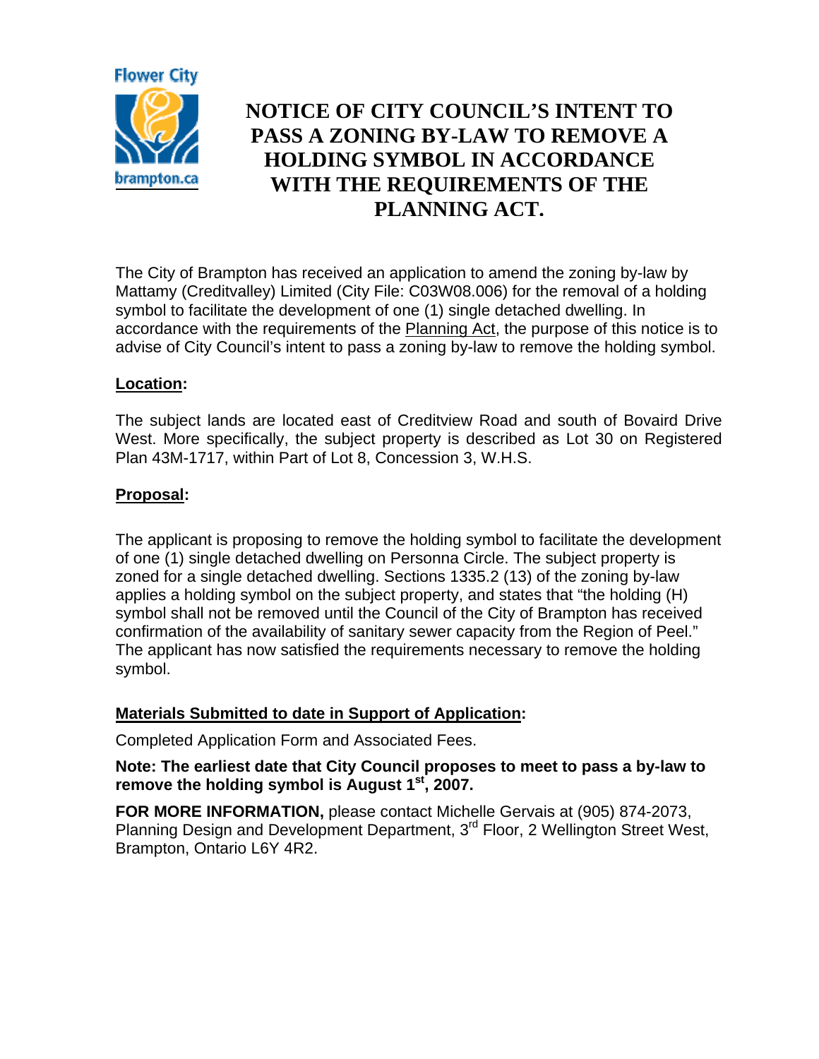# NOTICE OF CITY COUNCIL'S INTENT TO PASS A ZONING BY-LAW TO REMOVE A HOLDING SYMBOL IN ACCORDANCE WITH THE REQUIREMENTS OF THE PLANNING ACT.

The City of Brampton has received an application to amend the zoning by-law by Mattamy (Creditvalley) Limited (City File: C03W08.006) for the removal of a holding symbol to facilitate the development of one (1) single detached dwelling. In accordance with the requirements of the Planning Act, the purpose of this notice is to advise of City Council's intent to pass a zoning by-law to remove the holding symbol.

**Location:**

The subject lands are located east of Creditview Road and south of Bovaird Drive West. More specifically, the subject property is described as Lot 30 on Registered Plan 43M-1717, within Part of Lot 8, Concession 3, W.H.S.

**Proposal:**

The applicant is proposing to remove the holding symbol to facilitate the development of one (1) single detached dwelling on Personna Circle. The subject property is zoned for a single detached dwelling. Sections 1335.2 (13) of the zoning by-law applies a holding symbol on the subject property, and states that "the holding (H) symbol shall not be removed until the Council of the City of Brampton has received confirmation of the availability of sanitary sewer capacity from the Region of Peel." The applicant has now satisfied the requirements necessary to remove the holding symbol.

**Materials Submitted to date in Support of Application:**

Completed Application Form and Associated Fees.

**Note: The earliest date that City Council proposes to meet to pass a by-law to remove the holding symbol is August 1st, 2007.**

**FOR MORE INFORMATION,** please contact Michelle Gervais at (905) 874-2073, Planning Design and Development Department, 3rd Floor, 2 Wellington Street West, Brampton, Ontario L6Y 4R2.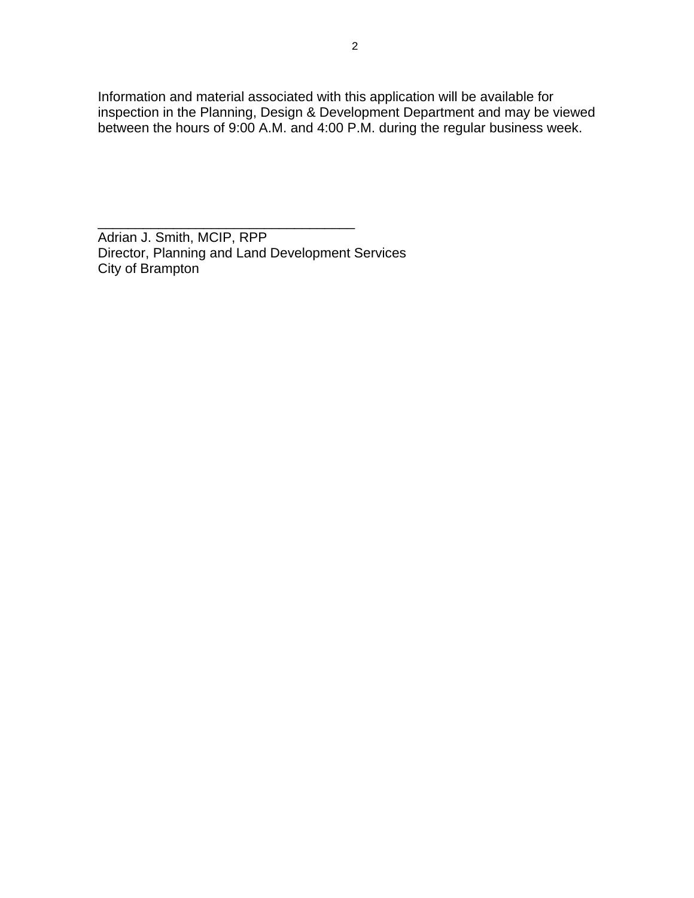Information and material associated with this application will be available for inspection in the Planning, Design & Development Department and may be viewed between the hours of 9:00 A.M. and 4:00 P.M. during the regular business week.

___________________________________

Adrian J. Smith, MCIP, RPP
Director, Planning and Land Development Services
City of Brampton